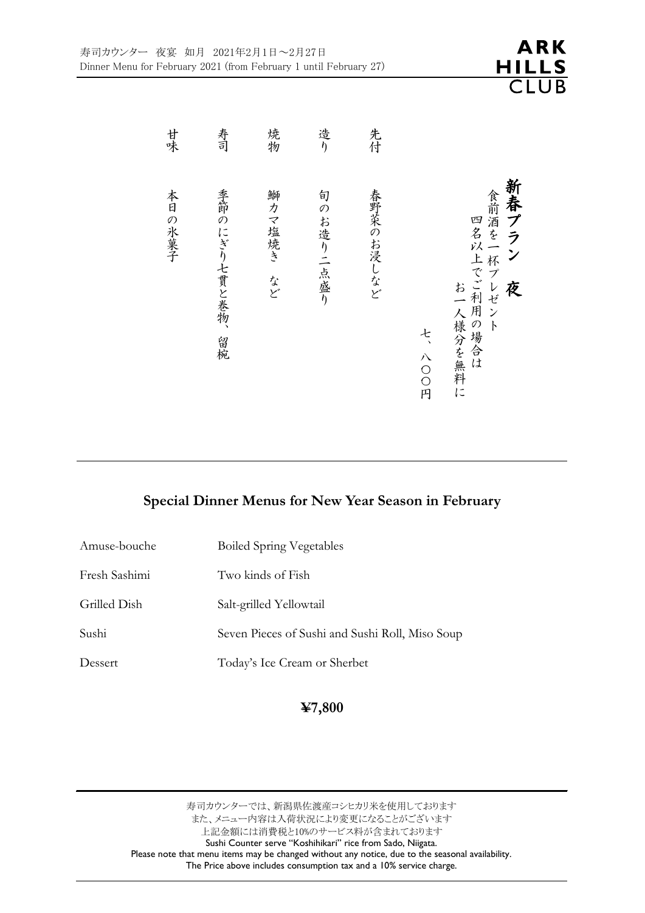寿司カウンター　夜宴　如月　2021年2月1日～2月27日
Dinner Menu for February 2021 (from February 1 until February 27)

ARK HILLS CLUB

# 新春プラン　夜

食前酒を一杯プレゼント
四名以上でご利用の場合は
お一人様分を無料に

七、八〇〇円

先付　春野菜のお浸しなど

造り　旬のお造り二点盛り

焼物　鰤カマ塩焼き　など

寿司　季節のにぎり七貫と巻物、留椀

甘味　本日の氷菓子

---

## Special Dinner Menus for New Year Season in February

| | |
|---|---|
| Amuse-bouche | Boiled Spring Vegetables |
| Fresh Sashimi | Two kinds of Fish |
| Grilled Dish | Salt-grilled Yellowtail |
| Sushi | Seven Pieces of Sushi and Sushi Roll, Miso Soup |
| Dessert | Today's Ice Cream or Sherbet |

**¥7,800**

---

寿司カウンターでは、新潟県佐渡産コシヒカリ米を使用しております
また、メニュー内容は入荷状況により変更になることがございます
上記金額には消費税と10%のサービス料が含まれております
Sushi Counter serve "Koshihikari" rice from Sado, Niigata.
Please note that menu items may be changed without any notice, due to the seasonal availability.
The Price above includes consumption tax and a 10% service charge.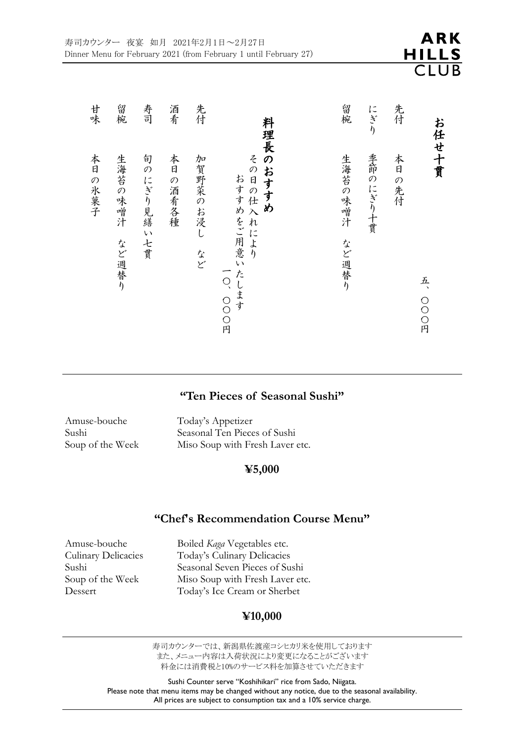寿司カウンター　夜宴　如月　2021年2月1日～2月27日
Dinner Menu for February 2021 (from February 1 until February 27)

## お任せ十貫

先付　本日の先付
にぎり　季節のにぎり十貫
留椀　生海苔の味噌汁　など週替り

五、〇〇〇円

## 料理長のおすすめ

その日の仕入れにより
おすすめをご用意いたします

先付　加賀野菜のお浸し　など
酒肴　本日の酒肴各種
寿司　旬のにぎり見繕い七貫
留椀　生海苔の味噌汁　など週替り
甘味　本日の氷菓子

一〇、〇〇〇円

---

## "Ten Pieces of Seasonal Sushi"

Amuse-bouche　Today's Appetizer
Sushi　Seasonal Ten Pieces of Sushi
Soup of the Week　Miso Soup with Fresh Laver etc.

**¥5,000**

## "Chef's Recommendation Course Menu"

Amuse-bouche　Boiled *Kaga* Vegetables etc.
Culinary Delicacies　Today's Culinary Delicacies
Sushi　Seasonal Seven Pieces of Sushi
Soup of the Week　Miso Soup with Fresh Laver etc.
Dessert　Today's Ice Cream or Sherbet

**¥10,000**

---

寿司カウンターでは、新潟県佐渡産コシヒカリ米を使用しております
また、メニュー内容は入荷状況により変更になることがございます
料金には消費税と10%のサービス料を加算させていただきます

Sushi Counter serve "Koshihikari" rice from Sado, Niigata.
Please note that menu items may be changed without any notice, due to the seasonal availability.
All prices are subject to consumption tax and a 10% service charge.